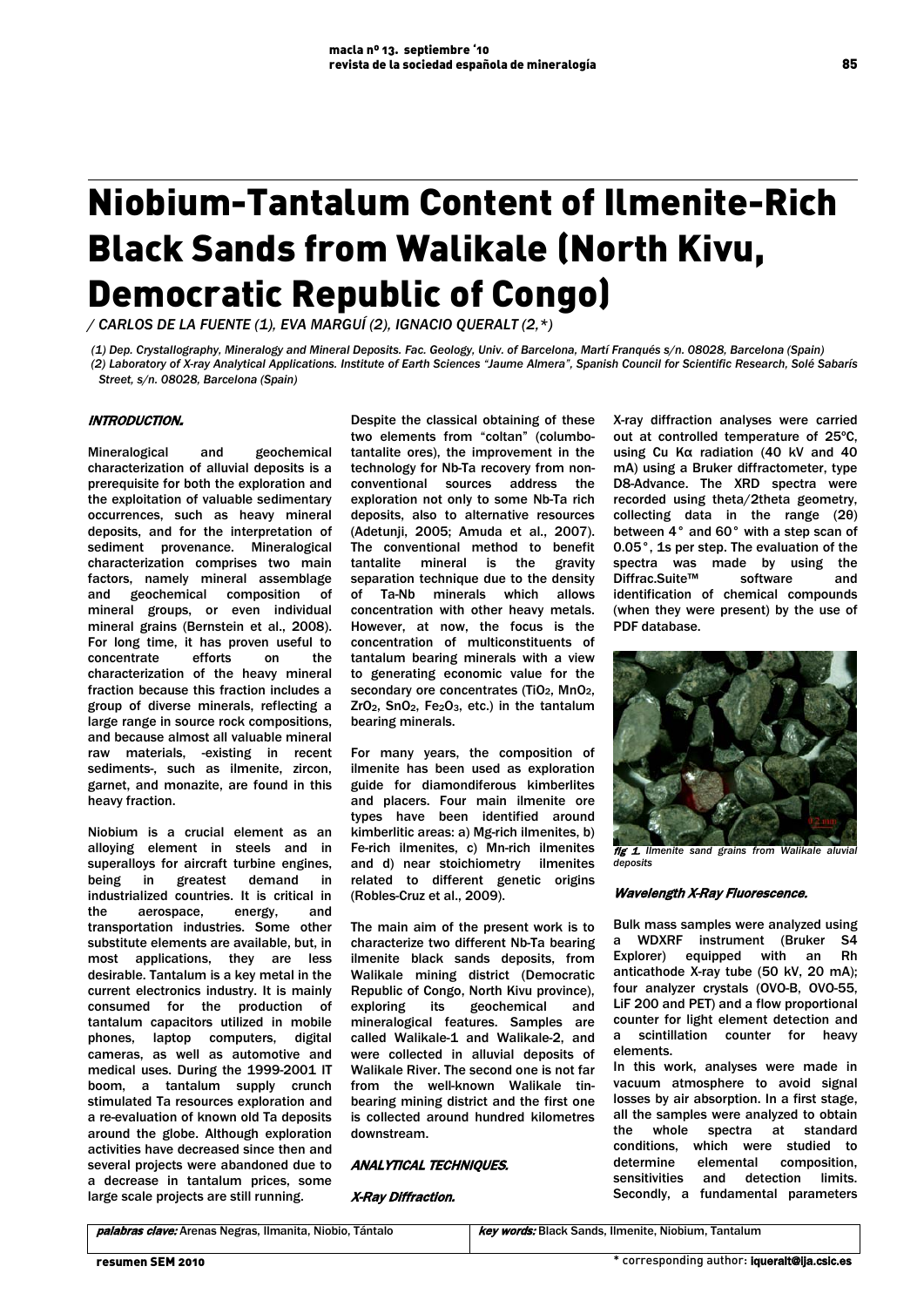# Niobium-Tantalum Content of Ilmenite-Rich Black Sands from Walikale (North Kivu, Democratic Republic of Congo)

*/ CARLOS DE LA FUENTE (1), EVA MARGUÍ (2), IGNACIO QUERALT (2,\*)*

*(1) Dep. Crystallography, Mineralogy and Mineral Deposits. Fac. Geology, Univ. of Barcelona, Martí Franqués s/n. 08028, Barcelona (Spain)*
*(2) Laboratory of X-ray Analytical Applications. Institute of Earth Sciences "Jaume Almera", Spanish Council for Scientific Research, Solé Sabarís Street, s/n. 08028, Barcelona (Spain)*

## INTRODUCTION.

Mineralogical and geochemical characterization of alluvial deposits is a prerequisite for both the exploration and the exploitation of valuable sedimentary occurrences, such as heavy mineral deposits, and for the interpretation of sediment provenance. Mineralogical characterization comprises two main factors, namely mineral assemblage and geochemical composition of mineral groups, or even individual mineral grains (Bernstein et al., 2008). For long time, it has proven useful to concentrate efforts on the characterization of the heavy mineral fraction because this fraction includes a group of diverse minerals, reflecting a large range in source rock compositions, and because almost all valuable mineral raw materials, -existing in recent sediments-, such as ilmenite, zircon, garnet, and monazite, are found in this heavy fraction.

Niobium is a crucial element as an alloying element in steels and in superalloys for aircraft turbine engines, being in greatest demand in industrialized countries. It is critical in the aerospace, energy, and transportation industries. Some other substitute elements are available, but, in most applications, they are less desirable. Tantalum is a key metal in the current electronics industry. It is mainly consumed for the production of tantalum capacitors utilized in mobile phones, laptop computers, digital cameras, as well as automotive and medical uses. During the 1999-2001 IT boom, a tantalum supply crunch stimulated Ta resources exploration and a re-evaluation of known old Ta deposits around the globe. Although exploration activities have decreased since then and several projects were abandoned due to a decrease in tantalum prices, some large scale projects are still running.

Despite the classical obtaining of these two elements from "coltan" (columbo-tantalite ores), the improvement in the technology for Nb-Ta recovery from non-conventional sources address the exploration not only to some Nb-Ta rich deposits, also to alternative resources (Adetunji, 2005; Amuda et al., 2007). The conventional method to benefit tantalite mineral is the gravity separation technique due to the density of Ta-Nb minerals which allows concentration with other heavy metals. However, at now, the focus is the concentration of multiconstituents of tantalum bearing minerals with a view to generating economic value for the secondary ore concentrates ($TiO_2$, $MnO_2$, $ZrO_2$, $SnO_2$, $Fe_2O_3$, etc.) in the tantalum bearing minerals.

For many years, the composition of ilmenite has been used as exploration guide for diamondiferous kimberlites and placers. Four main ilmenite ore types have been identified around kimberlitic areas: a) Mg-rich ilmenites, b) Fe-rich ilmenites, c) Mn-rich ilmenites and d) near stoichiometry ilmenites related to different genetic origins (Robles-Cruz et al., 2009).

The main aim of the present work is to characterize two different Nb-Ta bearing ilmenite black sands deposits, from Walikale mining district (Democratic Republic of Congo, North Kivu province), exploring its geochemical and mineralogical features. Samples are called Walikale-1 and Walikale-2, and were collected in alluvial deposits of Walikale River. The second one is not far from the well-known Walikale tin-bearing mining district and the first one is collected around hundred kilometres downstream.

## ANALYTICAL TECHNIQUES.

### X-Ray Diffraction.

X-ray diffraction analyses were carried out at controlled temperature of 25ºC, using Cu Kα radiation (40 kV and 40 mA) using a Bruker diffractometer, type D8-Advance. The XRD spectra were recorded using theta/2theta geometry, collecting data in the range (2θ) between 4° and 60° with a step scan of 0.05°, 1s per step. The evaluation of the spectra was made by using the Diffrac.Suite™ software and identification of chemical compounds (when they were present) by the use of PDF database.

*fig 1. Ilmenite sand grains from Walikale aluvial deposits*

### Wavelength X-Ray Fluorescence.

Bulk mass samples were analyzed using a WDXRF instrument (Bruker S4 Explorer) equipped with an Rh anticathode X-ray tube (50 kV, 20 mA); four analyzer crystals (OVO-B, OVO-55, LiF 200 and PET) and a flow proportional counter for light element detection and a scintillation counter for heavy elements.

In this work, analyses were made in vacuum atmosphere to avoid signal losses by air absorption. In a first stage, all the samples were analyzed to obtain the whole spectra at standard conditions, which were studied to determine elemental composition, sensitivities and detection limits. Secondly, a fundamental parameters

*palabras clave:* Arenas Negras, Ilmanita, Niobio, Tántalo

*key words:* Black Sands, Ilmenite, Niobium, Tantalum

\* corresponding author: iqueralt@ija.csic.es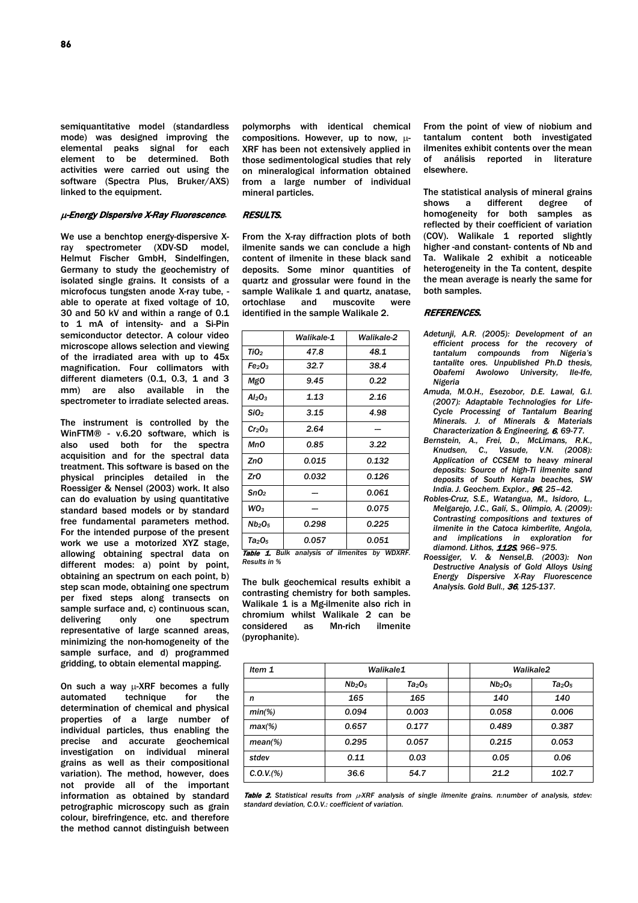semiquantitative model (standardless mode) was designed improving the elemental peaks signal for each element to be determined. Both activities were carried out using the software (Spectra Plus, Bruker/AXS) linked to the equipment.

### *μ-Energy Dispersive X-Ray Fluorescence.*

We use a benchtop energy-dispersive X-ray spectrometer (XDV-SD model, Helmut Fischer GmbH, Sindelfingen, Germany to study the geochemistry of isolated single grains. It consists of a microfocus tungsten anode X-ray tube, - able to operate at fixed voltage of 10, 30 and 50 kV and within a range of 0.1 to 1 mA of intensity- and a Si-Pin semiconductor detector. A colour video microscope allows selection and viewing of the irradiated area with up to 45x magnification. Four collimators with different diameters (0.1, 0.3, 1 and 3 mm) are also available in the spectrometer to irradiate selected areas.

The instrument is controlled by the WinFTM® - v.6.20 software, which is also used both for the spectra acquisition and for the spectral data treatment. This software is based on the physical principles detailed in the Roessiger & Nensel (2003) work. It also can do evaluation by using quantitative standard based models or by standard free fundamental parameters method. For the intended purpose of the present work we use a motorized XYZ stage, allowing obtaining spectral data on different modes: a) point by point, obtaining an spectrum on each point, b) step scan mode, obtaining one spectrum per fixed steps along transects on sample surface and, c) continuous scan, delivering only one spectrum representative of large scanned areas, minimizing the non-homogeneity of the sample surface, and d) programmed gridding, to obtain elemental mapping.

On such a way μ-XRF becomes a fully automated technique for the determination of chemical and physical properties of a large number of individual particles, thus enabling the precise and accurate geochemical investigation on individual mineral grains as well as their compositional variation). The method, however, does not provide all of the important information as obtained by standard petrographic microscopy such as grain colour, birefringence, etc. and therefore the method cannot distinguish between polymorphs with identical chemical compositions. However, up to now, μ-XRF has been not extensively applied in those sedimentological studies that rely on mineralogical information obtained from a large number of individual mineral particles.

### *RESULTS.*

From the X-ray diffraction plots of both ilmenite sands we can conclude a high content of ilmenite in these black sand deposits. Some minor quantities of quartz and grossular were found in the sample Walikale 1 and quartz, anatase, ortochlase and muscovite were identified in the sample Walikale 2.

| | Walikale-1 | Walikale-2 |
|---|---|---|
| $TiO_2$ | 47.8 | 48.1 |
| $Fe_2O_3$ | 32.7 | 38.4 |
| MgO | 9.45 | 0.22 |
| $Al_2O_3$ | 1.13 | 2.16 |
| $SiO_2$ | 3.15 | 4.98 |
| $Cr_2O_3$ | 2.64 | — |
| MnO | 0.85 | 3.22 |
| ZnO | 0.015 | 0.132 |
| ZrO | 0.032 | 0.126 |
| $SnO_2$ | — | 0.061 |
| $WO_3$ | — | 0.075 |
| $Nb_2O_5$ | 0.298 | 0.225 |
| $Ta_2O_5$ | 0.057 | 0.051 |

*Table 1. Bulk analysis of ilmenites by WDXRF. Results in %*

The bulk geochemical results exhibit a contrasting chemistry for both samples. Walikale 1 is a Mg-ilmenite also rich in chromium whilst Walikale 2 can be considered as Mn-rich ilmenite (pyrophanite).

From the point of view of niobium and tantalum content both investigated ilmenites exhibit contents over the mean of análisis reported in literature elsewhere.

The statistical analysis of mineral grains shows a different degree of homogeneity for both samples as reflected by their coefficient of variation (COV). Walikale 1 reported slightly higher -and constant- contents of Nb and Ta. Walikale 2 exhibit a noticeable heterogeneity in the Ta content, despite the mean average is nearly the same for both samples.

| Item 1 | Walikale1 | | | Walikale2 | |
|---|---|---|---|---|---|
| | $Nb_2O_5$ | $Ta_2O_5$ | | $Nb_2O_5$ | $Ta_2O_5$ |
| n | 165 | 165 | | 140 | 140 |
| min(%) | 0.094 | 0.003 | | 0.058 | 0.006 |
| max(%) | 0.657 | 0.177 | | 0.489 | 0.387 |
| mean(%) | 0.295 | 0.057 | | 0.215 | 0.053 |
| stdev | 0.11 | 0.03 | | 0.05 | 0.06 |
| C.O.V.(%) | 36.6 | 54.7 | | 21.2 | 102.7 |

*Table 2. Statistical results from μ-XRF analysis of single ilmenite grains. n:number of analysis, stdev: standard deviation, C.O.V.: coefficient of variation.*

### *REFERENCES.*

*Adetunji, A.R. (2005): Development of an efficient process for the recovery of tantalum compounds from Nigeria's tantalite ores. Unpublished Ph.D thesis, Obafemi Awolowo University, Ile-Ife, Nigeria*

*Amuda, M.O.H., Esezobor, D.E. Lawal, G.I. (2007): Adaptable Technologies for Life-Cycle Processing of Tantalum Bearing Minerals. J. of Minerals & Materials Characterization & Engineering, **6**, 69-77.*

*Bernstein, A., Frei, D., McLimans, R.K., Knudsen, C., Vasude, V.N. (2008): Application of CCSEM to heavy mineral deposits: Source of high-Ti ilmenite sand deposits of South Kerala beaches, SW India. J. Geochem. Explor., **96**, 25–42.*

*Robles-Cruz, S.E., Watangua, M., Isidoro, L., Melgarejo, J.C., Galí, S., Olimpio, A. (2009): Contrasting compositions and textures of ilmenite in the Catoca kimberlite, Angola, and implications in exploration for diamond. Lithos, **112S**, 966–975.*

*Roessiger, V. & Nensel,B. (2003): Non Destructive Analysis of Gold Alloys Using Energy Dispersive X-Ray Fluorescence Analysis. Gold Bull., **36**, 125-137.*